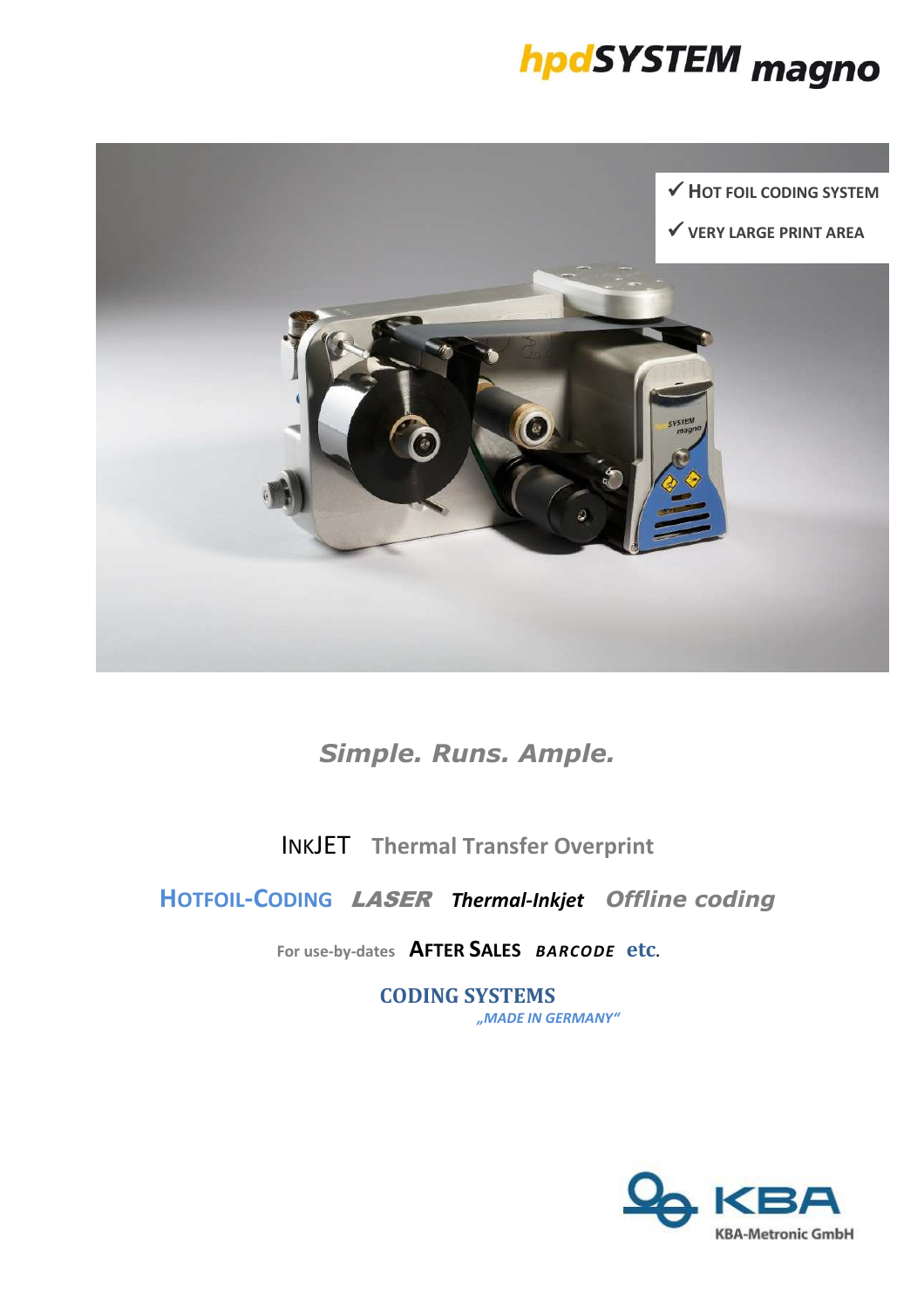# hpdSYSTEM magno

✓ HOT FOIL CODING SYSTEM

✓ VERY LARGE PRINT AREA

*Simple. Runs. Ample.*

INKJET Thermal Transfer Overprint

HOTFOIL-CODING *LASER* *Thermal-Inkjet* *Offline coding*

For use-by-dates AFTER SALES *BARCODE* etc.

**CODING SYSTEMS**

*„MADE IN GERMANY"*

KBA

KBA-Metronic GmbH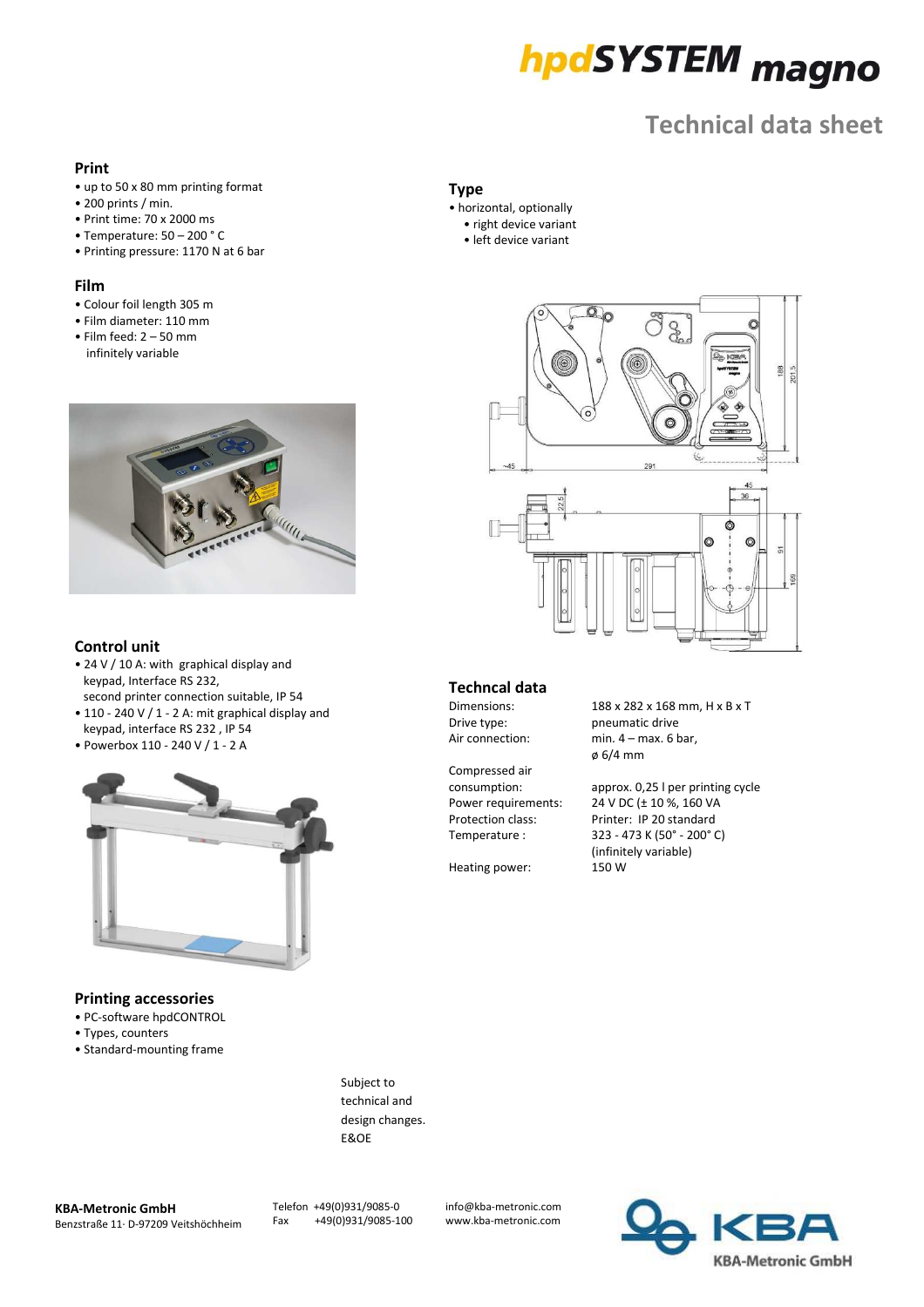# hpdSYSTEM magno

## Technical data sheet

### Print

- up to 50 x 80 mm printing format
- 200 prints / min.
- Print time: 70 x 2000 ms
- Temperature: 50 – 200 ° C
- Printing pressure: 1170 N at 6 bar

### Film

- Colour foil length 305 m
- Film diameter: 110 mm
- Film feed: 2 – 50 mm infinitely variable

### Type

- horizontal, optionally
  - right device variant
  - left device variant

### Control unit

- 24 V / 10 A: with graphical display and keypad, Interface RS 232, second printer connection suitable, IP 54
- 110 - 240 V / 1 - 2 A: mit graphical display and keypad, interface RS 232 , IP 54
- Powerbox 110 - 240 V / 1 - 2 A

### Printing accessories

- PC-software hpdCONTROL
- Types, counters
- Standard-mounting frame

### Techncal data

| | |
|---|---|
| Dimensions: | 188 x 282 x 168 mm, H x B x T |
| Drive type: | pneumatic drive |
| Air connection: | min. 4 – max. 6 bar, ø 6/4 mm |
| Compressed air consumption: | approx. 0,25 l per printing cycle |
| Power requirements: | 24 V DC (± 10 %, 160 VA |
| Protection class: | Printer: IP 20 standard |
| Temperature : | 323 - 473 K (50° - 200° C) (infinitely variable) |
| Heating power: | 150 W |

Subject to technical and design changes.
E&OE

**KBA-Metronic GmbH**
Benzstraße 11· D-97209 Veitshöchheim

Telefon +49(0)931/9085-0
Fax +49(0)931/9085-100

info@kba-metronic.com
www.kba-metronic.com

KBA-Metronic GmbH